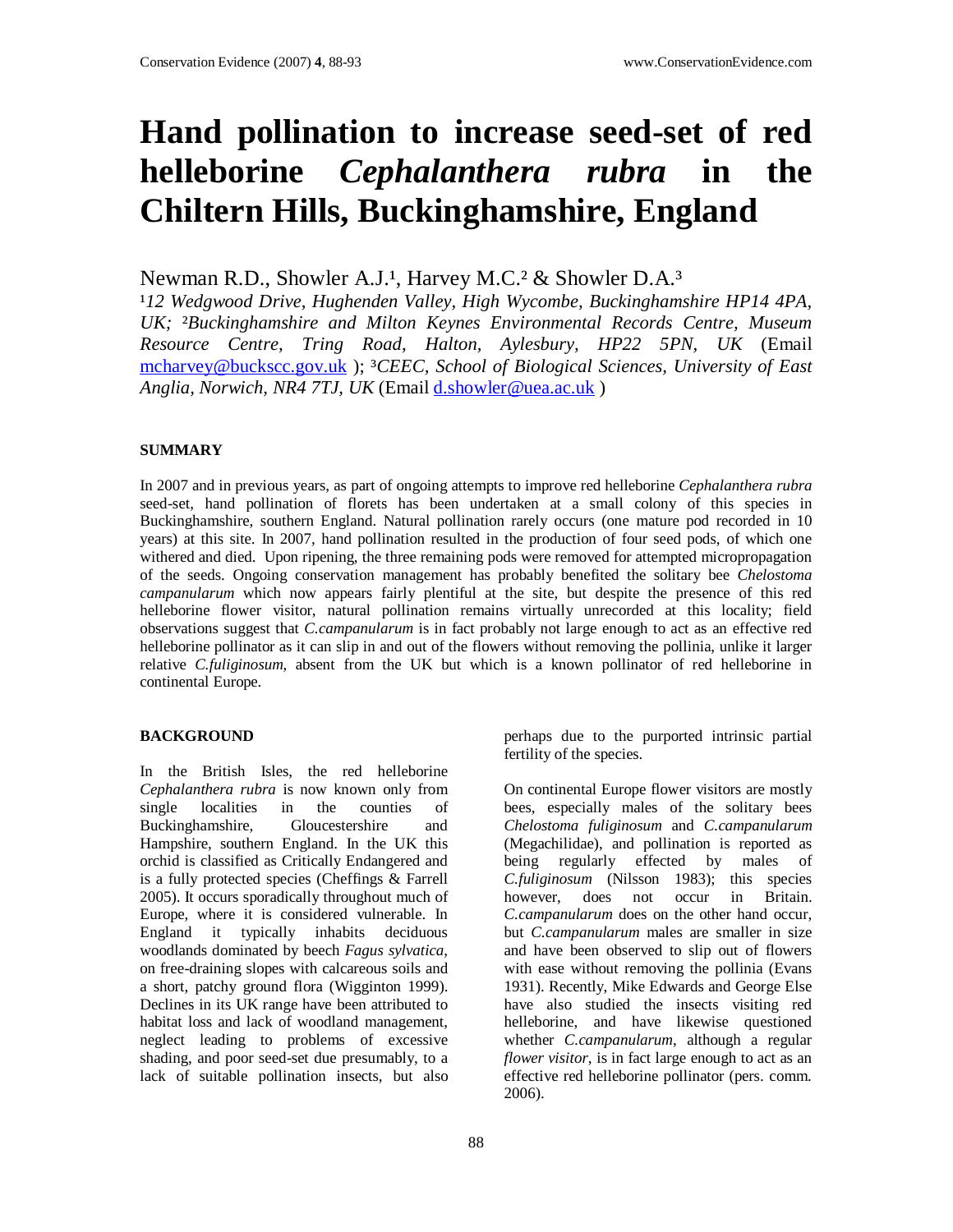# Hand pollination to increase seed-set of red helleborine *Cephalanthera rubra* in the Chiltern Hills, Buckinghamshire, England

Newman R.D., Showler A.J.[1], Harvey M.C.[2] & Showler D.A.[3]

[1] *12 Wedgwood Drive, Hughenden Valley, High Wycombe, Buckinghamshire HP14 4PA, UK;* [2] *Buckinghamshire and Milton Keynes Environmental Records Centre, Museum Resource Centre, Tring Road, Halton, Aylesbury, HP22 5PN, UK* (Email mcharvey@buckscc.gov.uk ); [3] *CEEC, School of Biological Sciences, University of East Anglia, Norwich, NR4 7TJ, UK* (Email d.showler@uea.ac.uk )

## SUMMARY

In 2007 and in previous years, as part of ongoing attempts to improve red helleborine *Cephalanthera rubra* seed-set, hand pollination of florets has been undertaken at a small colony of this species in Buckinghamshire, southern England. Natural pollination rarely occurs (one mature pod recorded in 10 years) at this site. In 2007, hand pollination resulted in the production of four seed pods, of which one withered and died. Upon ripening, the three remaining pods were removed for attempted micropropagation of the seeds. Ongoing conservation management has probably benefited the solitary bee *Chelostoma campanularum* which now appears fairly plentiful at the site, but despite the presence of this red helleborine flower visitor, natural pollination remains virtually unrecorded at this locality; field observations suggest that *C.campanularum* is in fact probably not large enough to act as an effective red helleborine pollinator as it can slip in and out of the flowers without removing the pollinia, unlike it larger relative *C.fuliginosum*, absent from the UK but which is a known pollinator of red helleborine in continental Europe.

## BACKGROUND

In the British Isles, the red helleborine *Cephalanthera rubra* is now known only from single localities in the counties of Buckinghamshire, Gloucestershire and Hampshire, southern England. In the UK this orchid is classified as Critically Endangered and is a fully protected species (Cheffings & Farrell 2005). It occurs sporadically throughout much of Europe, where it is considered vulnerable. In England it typically inhabits deciduous woodlands dominated by beech *Fagus sylvatica*, on free-draining slopes with calcareous soils and a short, patchy ground flora (Wigginton 1999). Declines in its UK range have been attributed to habitat loss and lack of woodland management, neglect leading to problems of excessive shading, and poor seed-set due presumably, to a lack of suitable pollination insects, but also perhaps due to the purported intrinsic partial fertility of the species.

On continental Europe flower visitors are mostly bees, especially males of the solitary bees *Chelostoma fuliginosum* and *C.campanularum* (Megachilidae), and pollination is reported as being regularly effected by males of *C.fuliginosum* (Nilsson 1983); this species however, does not occur in Britain. *C.campanularum* does on the other hand occur, but *C.campanularum* males are smaller in size and have been observed to slip out of flowers with ease without removing the pollinia (Evans 1931). Recently, Mike Edwards and George Else have also studied the insects visiting red helleborine, and have likewise questioned whether *C.campanularum*, although a regular *flower visitor*, is in fact large enough to act as an effective red helleborine pollinator (pers. comm. 2006).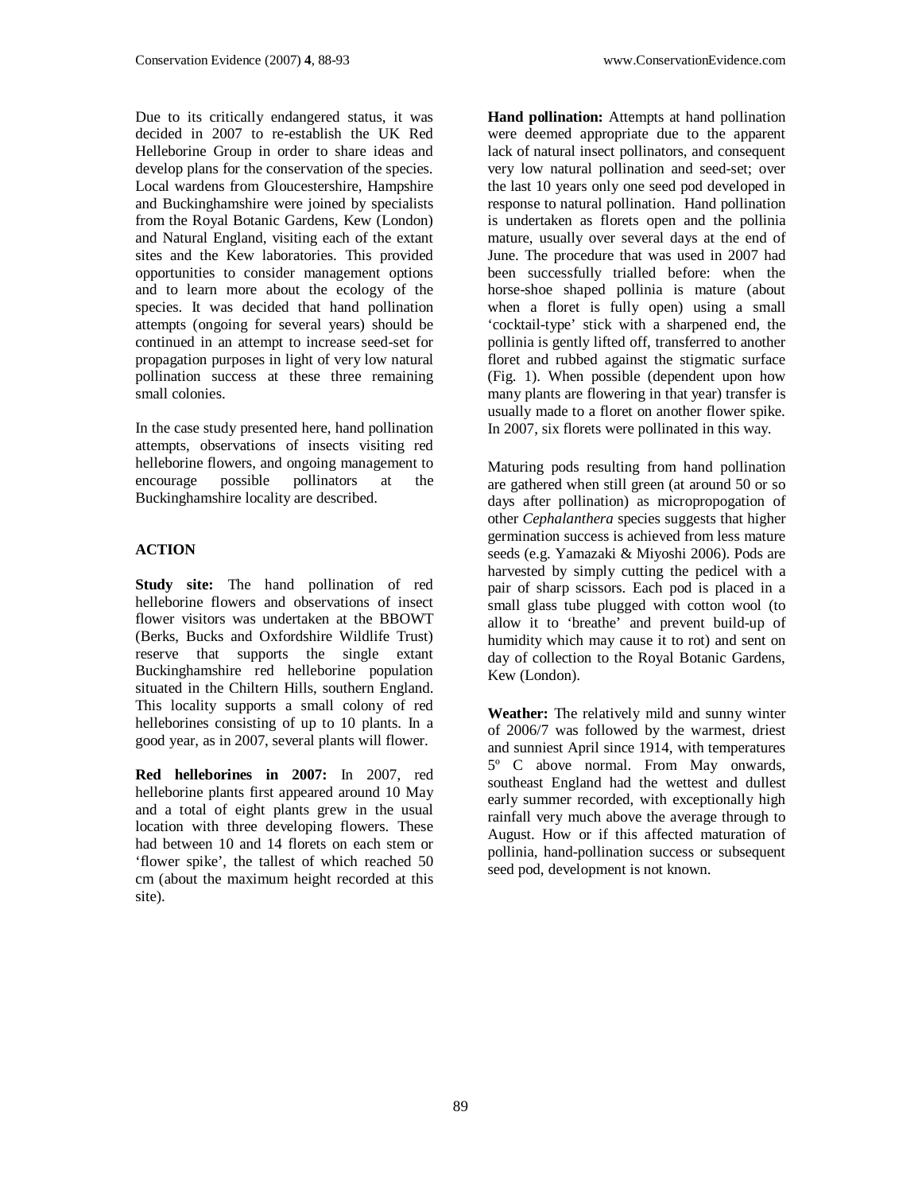Due to its critically endangered status, it was decided in 2007 to re-establish the UK Red Helleborine Group in order to share ideas and develop plans for the conservation of the species. Local wardens from Gloucestershire, Hampshire and Buckinghamshire were joined by specialists from the Royal Botanic Gardens, Kew (London) and Natural England, visiting each of the extant sites and the Kew laboratories. This provided opportunities to consider management options and to learn more about the ecology of the species. It was decided that hand pollination attempts (ongoing for several years) should be continued in an attempt to increase seed-set for propagation purposes in light of very low natural pollination success at these three remaining small colonies.

In the case study presented here, hand pollination attempts, observations of insects visiting red helleborine flowers, and ongoing management to encourage possible pollinators at the Buckinghamshire locality are described.

## ACTION

**Study site:** The hand pollination of red helleborine flowers and observations of insect flower visitors was undertaken at the BBOWT (Berks, Bucks and Oxfordshire Wildlife Trust) reserve that supports the single extant Buckinghamshire red helleborine population situated in the Chiltern Hills, southern England. This locality supports a small colony of red helleborines consisting of up to 10 plants. In a good year, as in 2007, several plants will flower.

**Red helleborines in 2007:** In 2007, red helleborine plants first appeared around 10 May and a total of eight plants grew in the usual location with three developing flowers. These had between 10 and 14 florets on each stem or 'flower spike', the tallest of which reached 50 cm (about the maximum height recorded at this site).

**Hand pollination:** Attempts at hand pollination were deemed appropriate due to the apparent lack of natural insect pollinators, and consequent very low natural pollination and seed-set; over the last 10 years only one seed pod developed in response to natural pollination. Hand pollination is undertaken as florets open and the pollinia mature, usually over several days at the end of June. The procedure that was used in 2007 had been successfully trialled before: when the horse-shoe shaped pollinia is mature (about when a floret is fully open) using a small 'cocktail-type' stick with a sharpened end, the pollinia is gently lifted off, transferred to another floret and rubbed against the stigmatic surface (Fig. 1). When possible (dependent upon how many plants are flowering in that year) transfer is usually made to a floret on another flower spike. In 2007, six florets were pollinated in this way.

Maturing pods resulting from hand pollination are gathered when still green (at around 50 or so days after pollination) as micropropogation of other *Cephalanthera* species suggests that higher germination success is achieved from less mature seeds (e.g. Yamazaki & Miyoshi 2006). Pods are harvested by simply cutting the pedicel with a pair of sharp scissors. Each pod is placed in a small glass tube plugged with cotton wool (to allow it to 'breathe' and prevent build-up of humidity which may cause it to rot) and sent on day of collection to the Royal Botanic Gardens, Kew (London).

**Weather:** The relatively mild and sunny winter of 2006/7 was followed by the warmest, driest and sunniest April since 1914, with temperatures 5º C above normal. From May onwards, southeast England had the wettest and dullest early summer recorded, with exceptionally high rainfall very much above the average through to August. How or if this affected maturation of pollinia, hand-pollination success or subsequent seed pod, development is not known.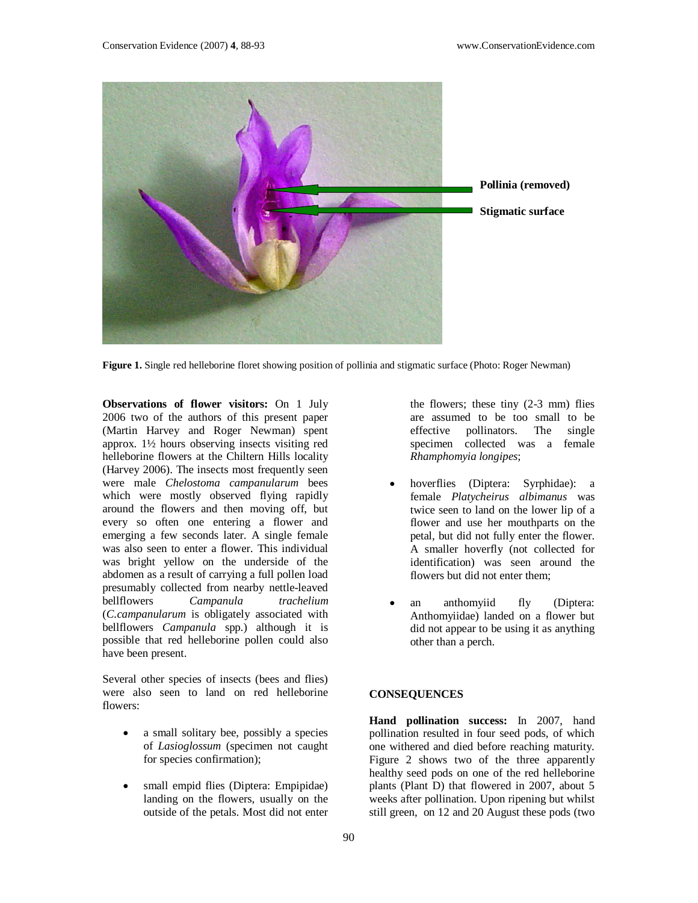Pollinia (removed)

Stigmatic surface

**Figure 1.** Single red helleborine floret showing position of pollinia and stigmatic surface (Photo: Roger Newman)

**Observations of flower visitors:** On 1 July 2006 two of the authors of this present paper (Martin Harvey and Roger Newman) spent approx. 1½ hours observing insects visiting red helleborine flowers at the Chiltern Hills locality (Harvey 2006). The insects most frequently seen were male *Chelostoma campanularum* bees which were mostly observed flying rapidly around the flowers and then moving off, but every so often one entering a flower and emerging a few seconds later. A single female was also seen to enter a flower. This individual was bright yellow on the underside of the abdomen as a result of carrying a full pollen load presumably collected from nearby nettle-leaved bellflowers *Campanula trachelium* (*C.campanularum* is obligately associated with bellflowers *Campanula* spp.) although it is possible that red helleborine pollen could also have been present.

Several other species of insects (bees and flies) were also seen to land on red helleborine flowers:

- a small solitary bee, possibly a species of *Lasioglossum* (specimen not caught for species confirmation);
- small empid flies (Diptera: Empipidae) landing on the flowers, usually on the outside of the petals. Most did not enter the flowers; these tiny (2-3 mm) flies are assumed to be too small to be effective pollinators. The single specimen collected was a female *Rhamphomyia longipes*;
- hoverflies (Diptera: Syrphidae): a female *Platycheirus albimanus* was twice seen to land on the lower lip of a flower and use her mouthparts on the petal, but did not fully enter the flower. A smaller hoverfly (not collected for identification) was seen around the flowers but did not enter them;
- an anthomyiid fly (Diptera: Anthomyiidae) landed on a flower but did not appear to be using it as anything other than a perch.

## CONSEQUENCES

**Hand pollination success:** In 2007, hand pollination resulted in four seed pods, of which one withered and died before reaching maturity. Figure 2 shows two of the three apparently healthy seed pods on one of the red helleborine plants (Plant D) that flowered in 2007, about 5 weeks after pollination. Upon ripening but whilst still green, on 12 and 20 August these pods (two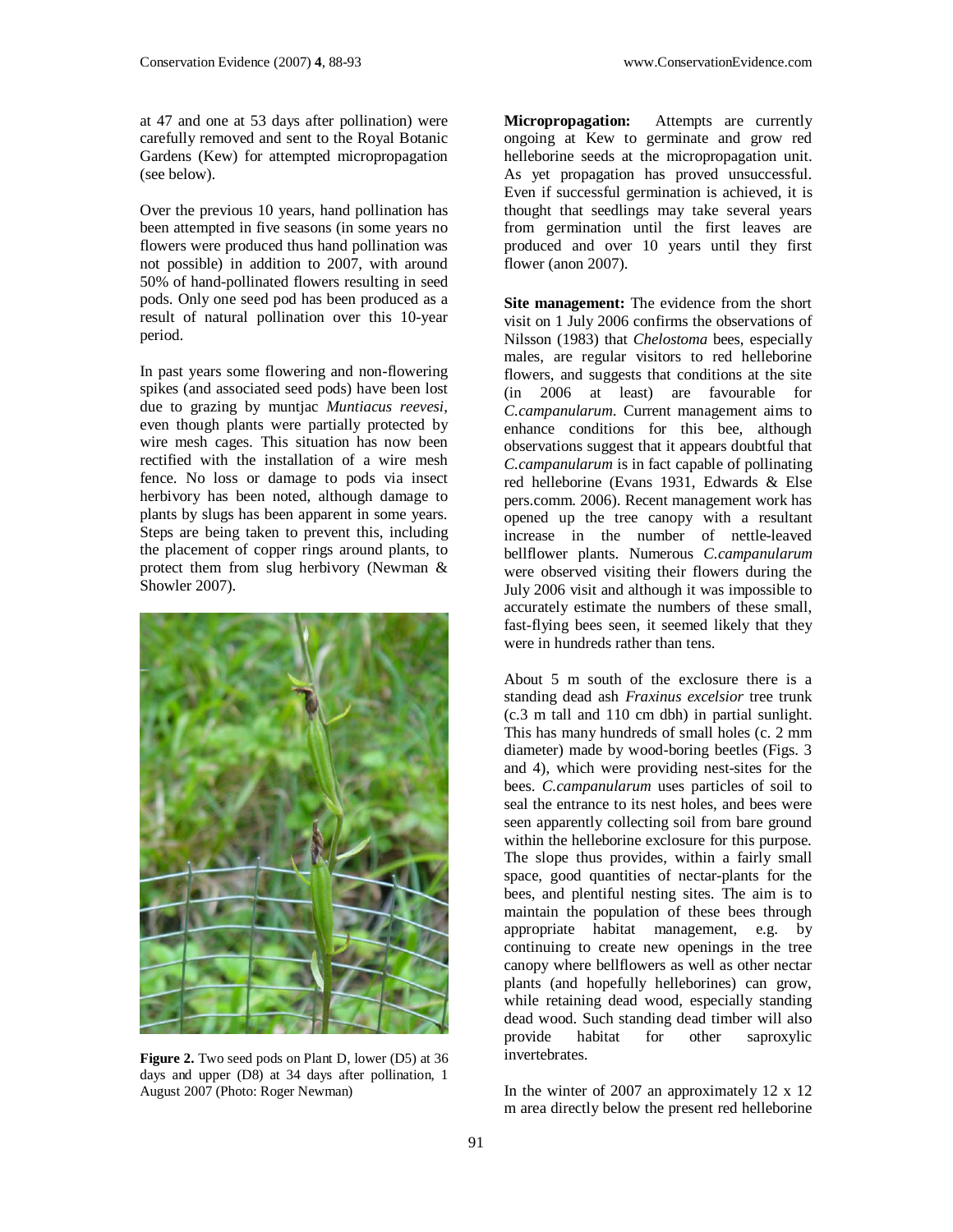at 47 and one at 53 days after pollination) were carefully removed and sent to the Royal Botanic Gardens (Kew) for attempted micropropagation (see below).

Over the previous 10 years, hand pollination has been attempted in five seasons (in some years no flowers were produced thus hand pollination was not possible) in addition to 2007, with around 50% of hand-pollinated flowers resulting in seed pods. Only one seed pod has been produced as a result of natural pollination over this 10-year period.

In past years some flowering and non-flowering spikes (and associated seed pods) have been lost due to grazing by muntjac *Muntiacus reevesi*, even though plants were partially protected by wire mesh cages. This situation has now been rectified with the installation of a wire mesh fence. No loss or damage to pods via insect herbivory has been noted, although damage to plants by slugs has been apparent in some years. Steps are being taken to prevent this, including the placement of copper rings around plants, to protect them from slug herbivory (Newman & Showler 2007).

**Figure 2.** Two seed pods on Plant D, lower (D5) at 36 days and upper (D8) at 34 days after pollination, 1 August 2007 (Photo: Roger Newman)

**Micropropagation:** Attempts are currently ongoing at Kew to germinate and grow red helleborine seeds at the micropropagation unit. As yet propagation has proved unsuccessful. Even if successful germination is achieved, it is thought that seedlings may take several years from germination until the first leaves are produced and over 10 years until they first flower (anon 2007).

**Site management:** The evidence from the short visit on 1 July 2006 confirms the observations of Nilsson (1983) that *Chelostoma* bees, especially males, are regular visitors to red helleborine flowers, and suggests that conditions at the site (in 2006 at least) are favourable for *C.campanularum*. Current management aims to enhance conditions for this bee, although observations suggest that it appears doubtful that *C.campanularum* is in fact capable of pollinating red helleborine (Evans 1931, Edwards & Else pers.comm. 2006). Recent management work has opened up the tree canopy with a resultant increase in the number of nettle-leaved bellflower plants. Numerous *C.campanularum* were observed visiting their flowers during the July 2006 visit and although it was impossible to accurately estimate the numbers of these small, fast-flying bees seen, it seemed likely that they were in hundreds rather than tens.

About 5 m south of the exclosure there is a standing dead ash *Fraxinus excelsior* tree trunk (c.3 m tall and 110 cm dbh) in partial sunlight. This has many hundreds of small holes (c. 2 mm diameter) made by wood-boring beetles (Figs. 3 and 4), which were providing nest-sites for the bees. *C.campanularum* uses particles of soil to seal the entrance to its nest holes, and bees were seen apparently collecting soil from bare ground within the helleborine exclosure for this purpose. The slope thus provides, within a fairly small space, good quantities of nectar-plants for the bees, and plentiful nesting sites. The aim is to maintain the population of these bees through appropriate habitat management, e.g. by continuing to create new openings in the tree canopy where bellflowers as well as other nectar plants (and hopefully helleborines) can grow, while retaining dead wood, especially standing dead wood. Such standing dead timber will also provide habitat for other saproxylic invertebrates.

In the winter of 2007 an approximately 12 x 12 m area directly below the present red helleborine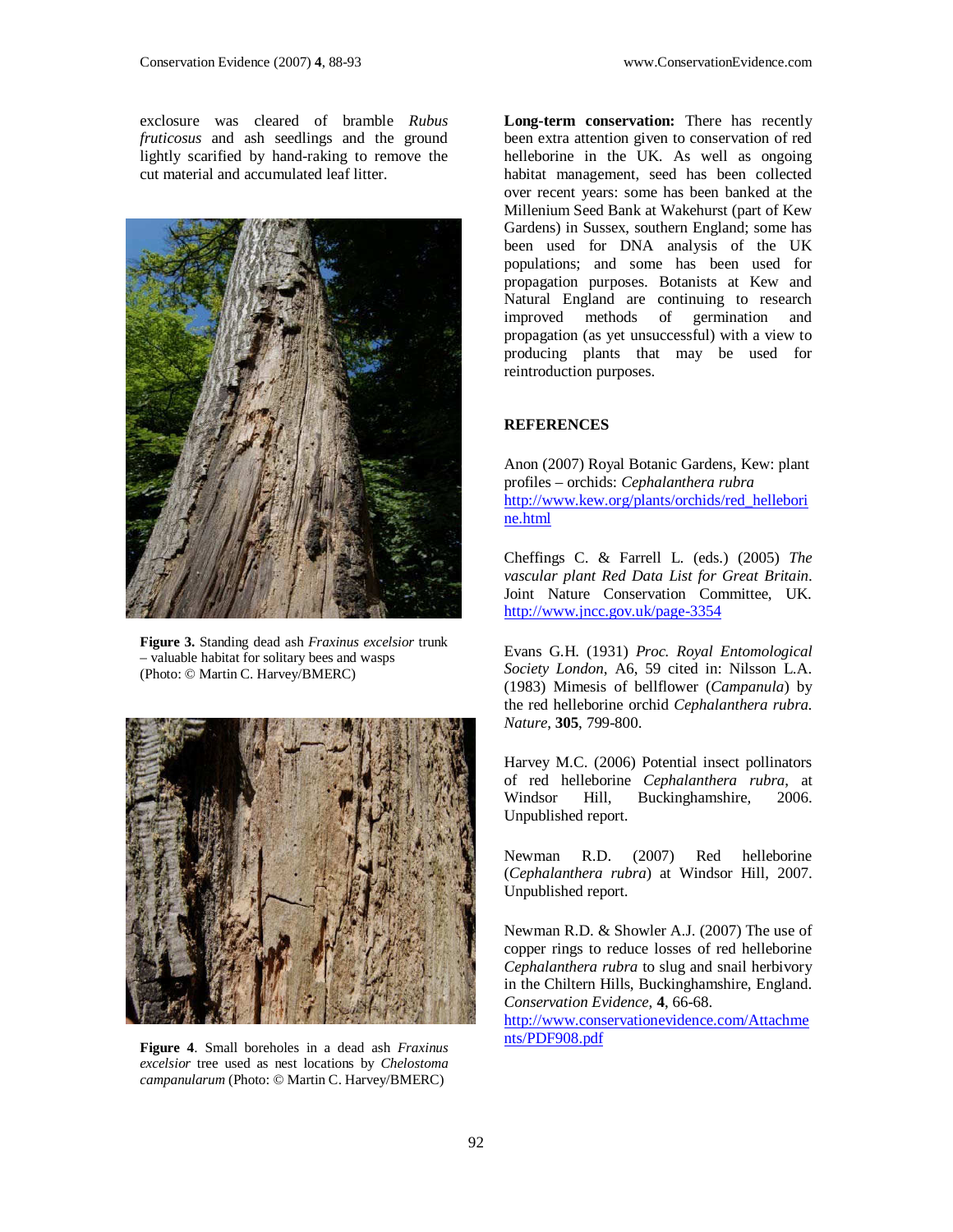exclosure was cleared of bramble *Rubus fruticosus* and ash seedlings and the ground lightly scarified by hand-raking to remove the cut material and accumulated leaf litter.

**Figure 3.** Standing dead ash *Fraxinus excelsior* trunk – valuable habitat for solitary bees and wasps (Photo: © Martin C. Harvey/BMERC)

**Figure 4**. Small boreholes in a dead ash *Fraxinus excelsior* tree used as nest locations by *Chelostoma campanularum* (Photo: © Martin C. Harvey/BMERC)

**Long-term conservation:** There has recently been extra attention given to conservation of red helleborine in the UK. As well as ongoing habitat management, seed has been collected over recent years: some has been banked at the Millenium Seed Bank at Wakehurst (part of Kew Gardens) in Sussex, southern England; some has been used for DNA analysis of the UK populations; and some has been used for propagation purposes. Botanists at Kew and Natural England are continuing to research improved methods of germination and propagation (as yet unsuccessful) with a view to producing plants that may be used for reintroduction purposes.

## REFERENCES

Anon (2007) Royal Botanic Gardens, Kew: plant profiles – orchids: *Cephalanthera rubra* http://www.kew.org/plants/orchids/red_helleborine.html

Cheffings C. & Farrell L. (eds.) (2005) *The vascular plant Red Data List for Great Britain*. Joint Nature Conservation Committee, UK. http://www.jncc.gov.uk/page-3354

Evans G.H. (1931) *Proc. Royal Entomological Society London*, A6, 59 cited in: Nilsson L.A. (1983) Mimesis of bellflower (*Campanula*) by the red helleborine orchid *Cephalanthera rubra. Nature*, **305**, 799-800.

Harvey M.C. (2006) Potential insect pollinators of red helleborine *Cephalanthera rubra*, at Windsor Hill, Buckinghamshire, 2006. Unpublished report.

Newman R.D. (2007) Red helleborine (*Cephalanthera rubra*) at Windsor Hill, 2007. Unpublished report.

Newman R.D. & Showler A.J. (2007) The use of copper rings to reduce losses of red helleborine *Cephalanthera rubra* to slug and snail herbivory in the Chiltern Hills, Buckinghamshire, England. *Conservation Evidence*, **4**, 66-68. http://www.conservationevidence.com/Attachments/PDF908.pdf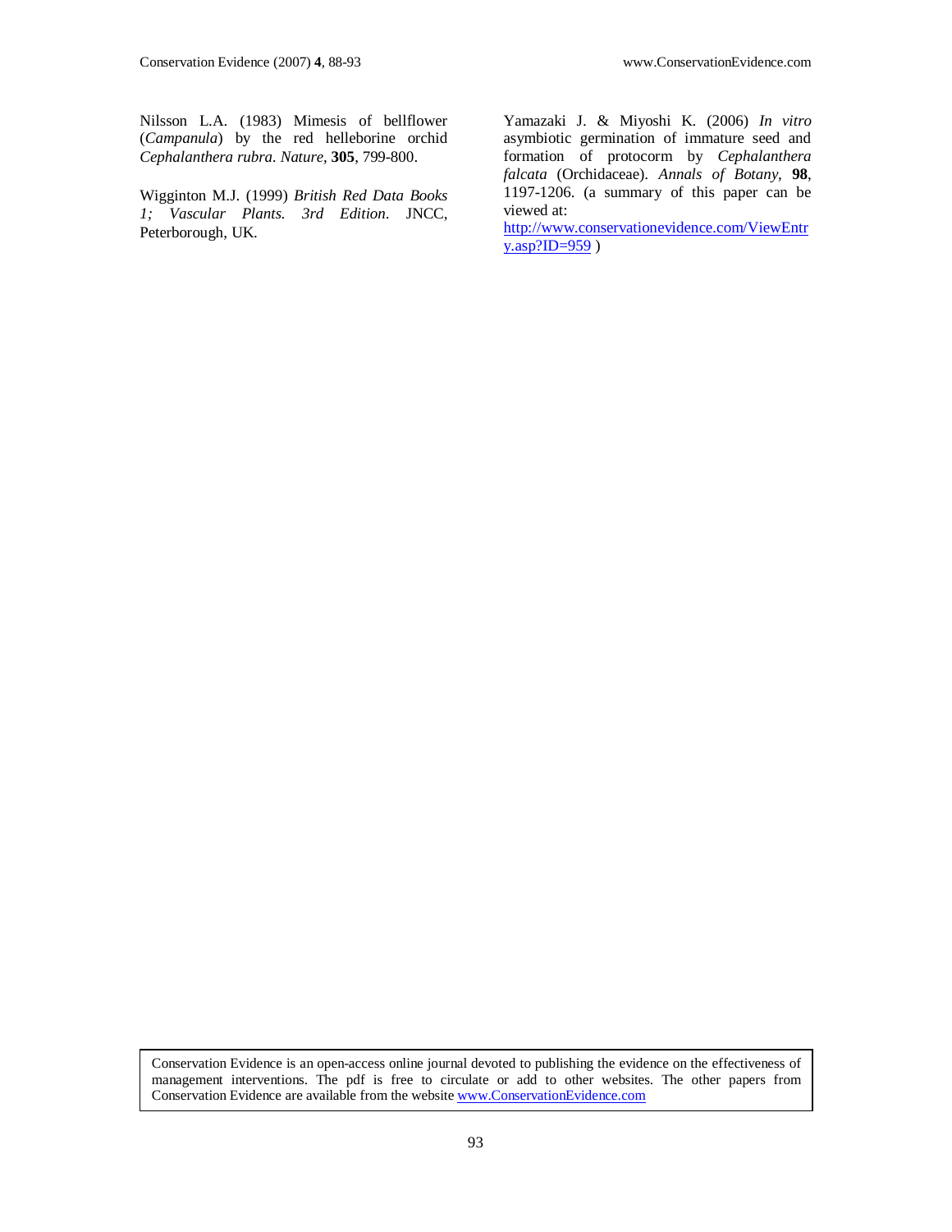Nilsson L.A. (1983) Mimesis of bellflower (*Campanula*) by the red helleborine orchid *Cephalanthera rubra*. *Nature*, **305**, 799-800.

Wigginton M.J. (1999) *British Red Data Books 1; Vascular Plants. 3rd Edition*. JNCC, Peterborough, UK.

Yamazaki J. & Miyoshi K. (2006) *In vitro* asymbiotic germination of immature seed and formation of protocorm by *Cephalanthera falcata* (Orchidaceae). *Annals of Botany*, **98**, 1197-1206. (a summary of this paper can be viewed at: http://www.conservationevidence.com/ViewEntry.asp?ID=959 )

Conservation Evidence is an open-access online journal devoted to publishing the evidence on the effectiveness of management interventions. The pdf is free to circulate or add to other websites. The other papers from Conservation Evidence are available from the website www.ConservationEvidence.com